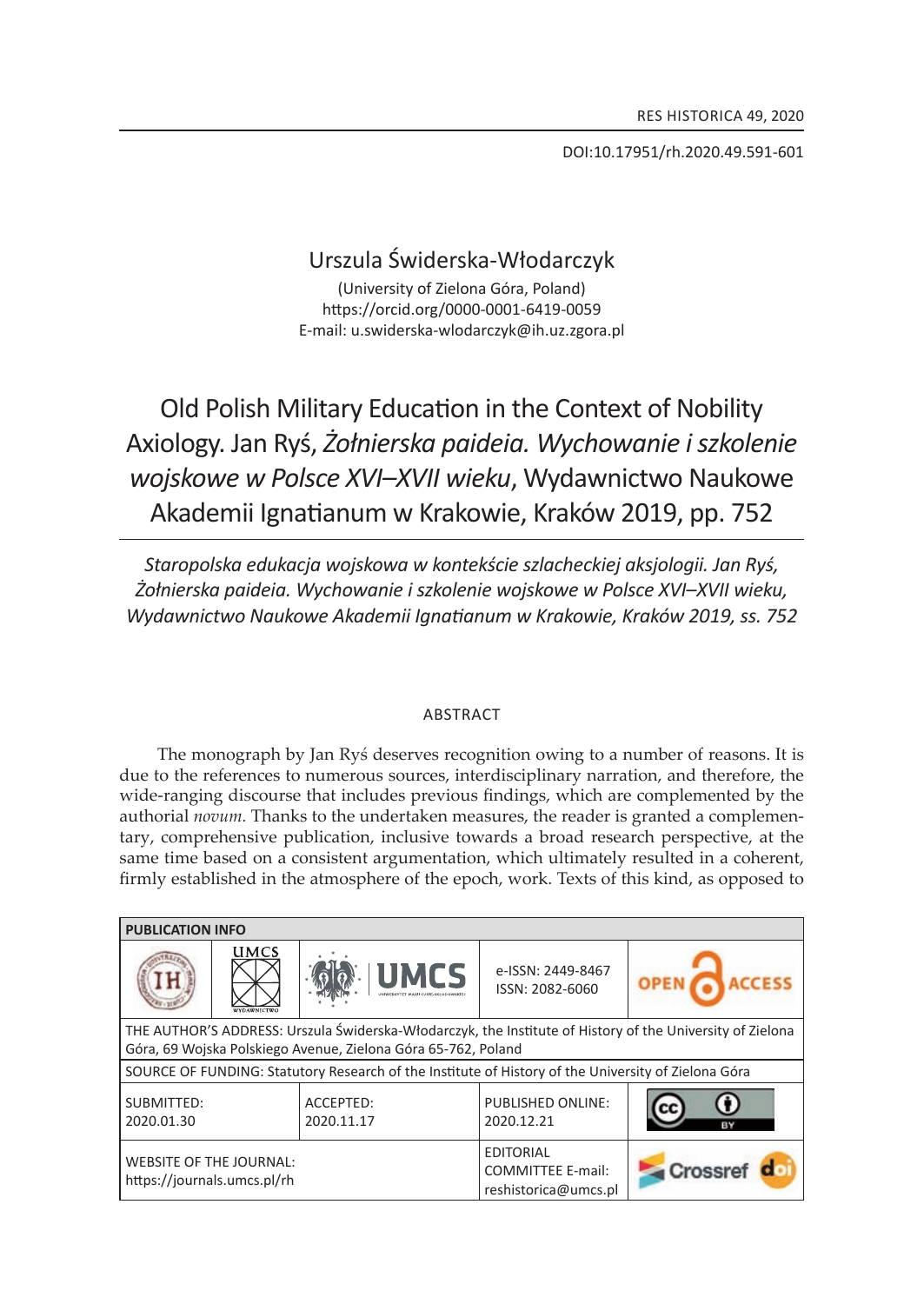DOI:10.17951/rh.2020.49.591-601

Urszula Świderska-Włodarczyk

(University of Zielona Góra, Poland)
https://orcid.org/0000-0001-6419-0059
E-mail: u.swiderska-wlodarczyk@ih.uz.zgora.pl

# Old Polish Military Education in the Context of Nobility Axiology. Jan Ryś, *Żołnierska paideia. Wychowanie i szkolenie wojskowe w Polsce XVI–XVII wieku*, Wydawnictwo Naukowe Akademii Ignatianum w Krakowie, Kraków 2019, pp. 752

*Staropolska edukacja wojskowa w kontekście szlacheckiej aksjologii. Jan Ryś, Żołnierska paideia. Wychowanie i szkolenie wojskowe w Polsce XVI–XVII wieku, Wydawnictwo Naukowe Akademii Ignatianum w Krakowie, Kraków 2019, ss. 752*

## ABSTRACT

The monograph by Jan Ryś deserves recognition owing to a number of reasons. It is due to the references to numerous sources, interdisciplinary narration, and therefore, the wide-ranging discourse that includes previous findings, which are complemented by the authorial *novum.* Thanks to the undertaken measures, the reader is granted a complementary, comprehensive publication, inclusive towards a broad research perspective, at the same time based on a consistent argumentation, which ultimately resulted in a coherent, firmly established in the atmosphere of the epoch, work. Texts of this kind, as opposed to

| PUBLICATION INFO | | | | |
|---|---|---|---|---|
| IH | UMCS WYDAWNICTWO | UMCS | e-ISSN: 2449-8467<br>ISSN: 2082-6060 | OPEN ACCESS |
| THE AUTHOR'S ADDRESS: Urszula Świderska-Włodarczyk, the Institute of History of the University of Zielona Góra, 69 Wojska Polskiego Avenue, Zielona Góra 65-762, Poland | | | | |
| SOURCE OF FUNDING: Statutory Research of the Institute of History of the University of Zielona Góra | | | | |
| SUBMITTED:<br>2020.01.30 | | ACCEPTED:<br>2020.11.17 | PUBLISHED ONLINE:<br>2020.12.21 | CC BY |
| WEBSITE OF THE JOURNAL:<br>https://journals.umcs.pl/rh | | | EDITORIAL COMMITTEE E-mail:<br>reshistorica@umcs.pl | Crossref doi |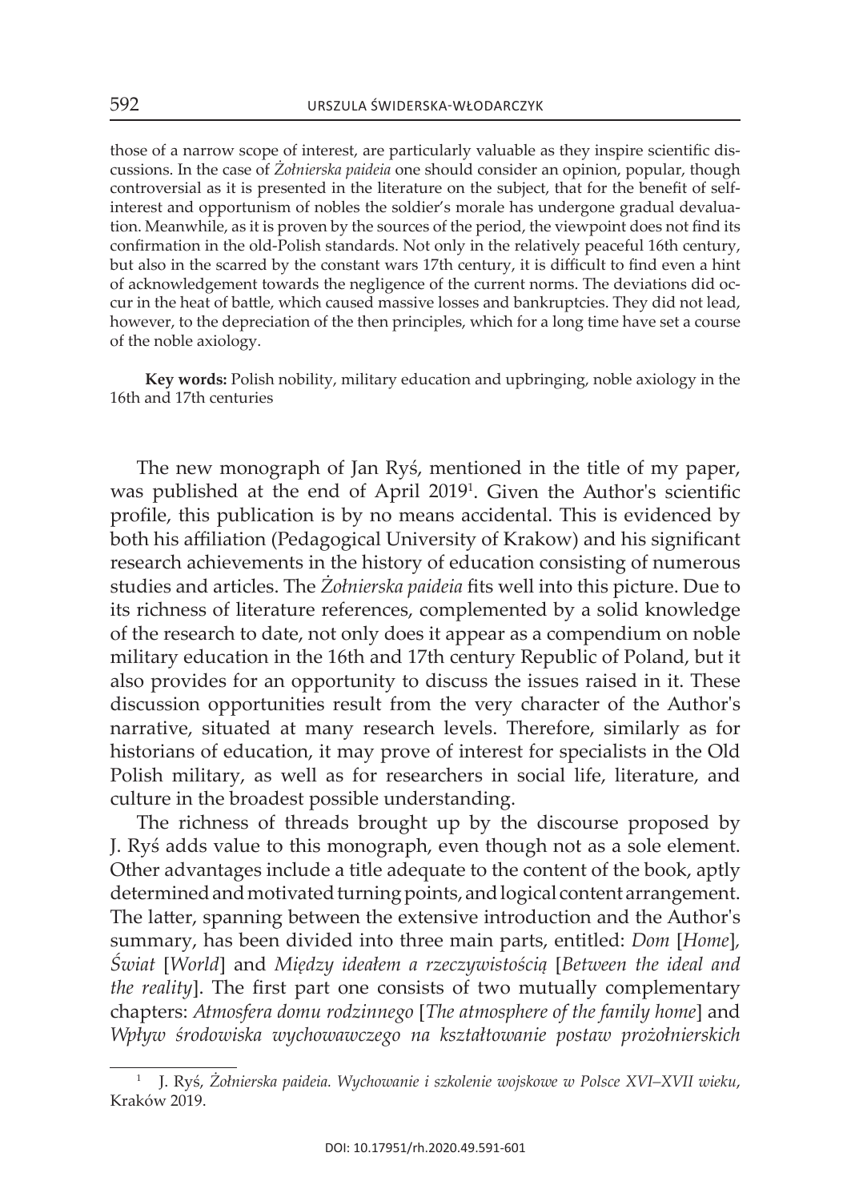those of a narrow scope of interest, are particularly valuable as they inspire scientific discussions. In the case of *Żołnierska paideia* one should consider an opinion, popular, though controversial as it is presented in the literature on the subject, that for the benefit of self-interest and opportunism of nobles the soldier's morale has undergone gradual devaluation. Meanwhile, as it is proven by the sources of the period, the viewpoint does not find its confirmation in the old-Polish standards. Not only in the relatively peaceful 16th century, but also in the scarred by the constant wars 17th century, it is difficult to find even a hint of acknowledgement towards the negligence of the current norms. The deviations did occur in the heat of battle, which caused massive losses and bankruptcies. They did not lead, however, to the depreciation of the then principles, which for a long time have set a course of the noble axiology.

**Key words:** Polish nobility, military education and upbringing, noble axiology in the 16th and 17th centuries

The new monograph of Jan Ryś, mentioned in the title of my paper, was published at the end of April 2019[1]. Given the Author's scientific profile, this publication is by no means accidental. This is evidenced by both his affiliation (Pedagogical University of Krakow) and his significant research achievements in the history of education consisting of numerous studies and articles. The *Żołnierska paideia* fits well into this picture. Due to its richness of literature references, complemented by a solid knowledge of the research to date, not only does it appear as a compendium on noble military education in the 16th and 17th century Republic of Poland, but it also provides for an opportunity to discuss the issues raised in it. These discussion opportunities result from the very character of the Author's narrative, situated at many research levels. Therefore, similarly as for historians of education, it may prove of interest for specialists in the Old Polish military, as well as for researchers in social life, literature, and culture in the broadest possible understanding.

The richness of threads brought up by the discourse proposed by J. Ryś adds value to this monograph, even though not as a sole element. Other advantages include a title adequate to the content of the book, aptly determined and motivated turning points, and logical content arrangement. The latter, spanning between the extensive introduction and the Author's summary, has been divided into three main parts, entitled: *Dom* [*Home*], *Świat* [*World*] and *Między ideałem a rzeczywistością* [*Between the ideal and the reality*]. The first part one consists of two mutually complementary chapters: *Atmosfera domu rodzinnego* [*The atmosphere of the family home*] and *Wpływ środowiska wychowawczego na kształtowanie postaw prożołnierskich*

[1] J. Ryś, *Żołnierska paideia. Wychowanie i szkolenie wojskowe w Polsce XVI–XVII wieku*, Kraków 2019.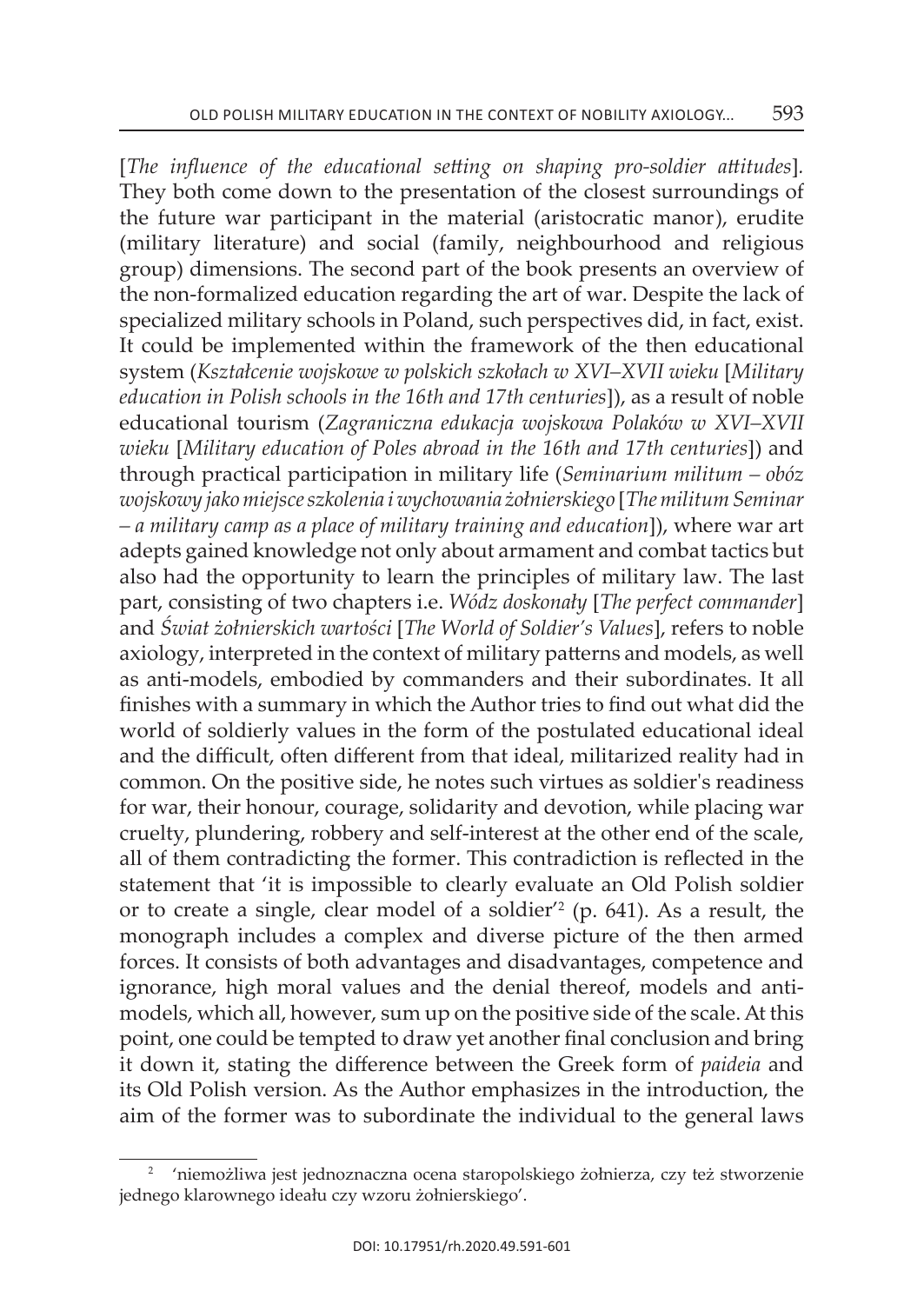[*The influence of the educational setting on shaping pro-soldier attitudes*]. They both come down to the presentation of the closest surroundings of the future war participant in the material (aristocratic manor), erudite (military literature) and social (family, neighbourhood and religious group) dimensions. The second part of the book presents an overview of the non-formalized education regarding the art of war. Despite the lack of specialized military schools in Poland, such perspectives did, in fact, exist. It could be implemented within the framework of the then educational system (*Kształcenie wojskowe w polskich szkołach w XVI–XVII wieku* [*Military education in Polish schools in the 16th and 17th centuries*]), as a result of noble educational tourism (*Zagraniczna edukacja wojskowa Polaków w XVI–XVII wieku* [*Military education of Poles abroad in the 16th and 17th centuries*]) and through practical participation in military life (*Seminarium militum – obóz wojskowy jako miejsce szkolenia i wychowania żołnierskiego* [*The militum Seminar – a military camp as a place of military training and education*]), where war art adepts gained knowledge not only about armament and combat tactics but also had the opportunity to learn the principles of military law. The last part, consisting of two chapters i.e. *Wódz doskonały* [*The perfect commander*] and *Świat żołnierskich wartości* [*The World of Soldier's Values*], refers to noble axiology, interpreted in the context of military patterns and models, as well as anti-models, embodied by commanders and their subordinates. It all finishes with a summary in which the Author tries to find out what did the world of soldierly values in the form of the postulated educational ideal and the difficult, often different from that ideal, militarized reality had in common. On the positive side, he notes such virtues as soldier's readiness for war, their honour, courage, solidarity and devotion, while placing war cruelty, plundering, robbery and self-interest at the other end of the scale, all of them contradicting the former. This contradiction is reflected in the statement that 'it is impossible to clearly evaluate an Old Polish soldier or to create a single, clear model of a soldier'[2] (p. 641). As a result, the monograph includes a complex and diverse picture of the then armed forces. It consists of both advantages and disadvantages, competence and ignorance, high moral values and the denial thereof, models and anti-models, which all, however, sum up on the positive side of the scale. At this point, one could be tempted to draw yet another final conclusion and bring it down it, stating the difference between the Greek form of *paideia* and its Old Polish version. As the Author emphasizes in the introduction, the aim of the former was to subordinate the individual to the general laws

[2] 'niemożliwa jest jednoznaczna ocena staropolskiego żołnierza, czy też stworzenie jednego klarownego ideału czy wzoru żołnierskiego'.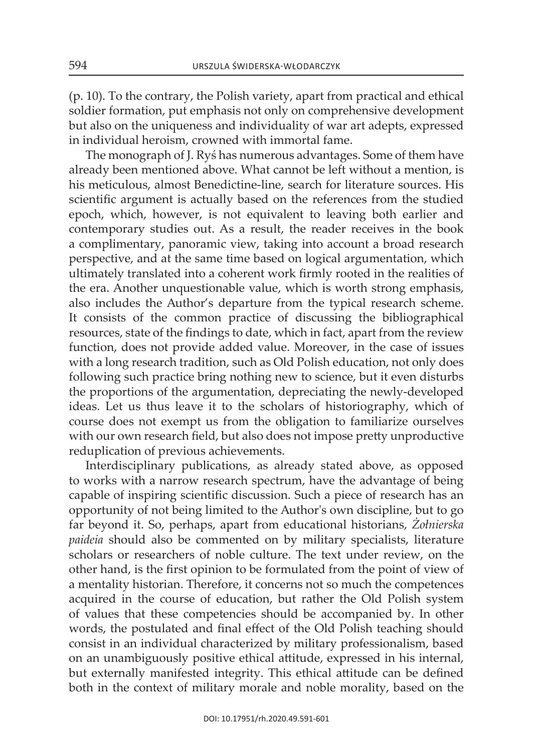(p. 10). To the contrary, the Polish variety, apart from practical and ethical soldier formation, put emphasis not only on comprehensive development but also on the uniqueness and individuality of war art adepts, expressed in individual heroism, crowned with immortal fame.

The monograph of J. Ryś has numerous advantages. Some of them have already been mentioned above. What cannot be left without a mention, is his meticulous, almost Benedictine-line, search for literature sources. His scientific argument is actually based on the references from the studied epoch, which, however, is not equivalent to leaving both earlier and contemporary studies out. As a result, the reader receives in the book a complimentary, panoramic view, taking into account a broad research perspective, and at the same time based on logical argumentation, which ultimately translated into a coherent work firmly rooted in the realities of the era. Another unquestionable value, which is worth strong emphasis, also includes the Author's departure from the typical research scheme. It consists of the common practice of discussing the bibliographical resources, state of the findings to date, which in fact, apart from the review function, does not provide added value. Moreover, in the case of issues with a long research tradition, such as Old Polish education, not only does following such practice bring nothing new to science, but it even disturbs the proportions of the argumentation, depreciating the newly-developed ideas. Let us thus leave it to the scholars of historiography, which of course does not exempt us from the obligation to familiarize ourselves with our own research field, but also does not impose pretty unproductive reduplication of previous achievements.

Interdisciplinary publications, as already stated above, as opposed to works with a narrow research spectrum, have the advantage of being capable of inspiring scientific discussion. Such a piece of research has an opportunity of not being limited to the Author's own discipline, but to go far beyond it. So, perhaps, apart from educational historians, *Żołnierska paideia* should also be commented on by military specialists, literature scholars or researchers of noble culture. The text under review, on the other hand, is the first opinion to be formulated from the point of view of a mentality historian. Therefore, it concerns not so much the competences acquired in the course of education, but rather the Old Polish system of values that these competencies should be accompanied by. In other words, the postulated and final effect of the Old Polish teaching should consist in an individual characterized by military professionalism, based on an unambiguously positive ethical attitude, expressed in his internal, but externally manifested integrity. This ethical attitude can be defined both in the context of military morale and noble morality, based on the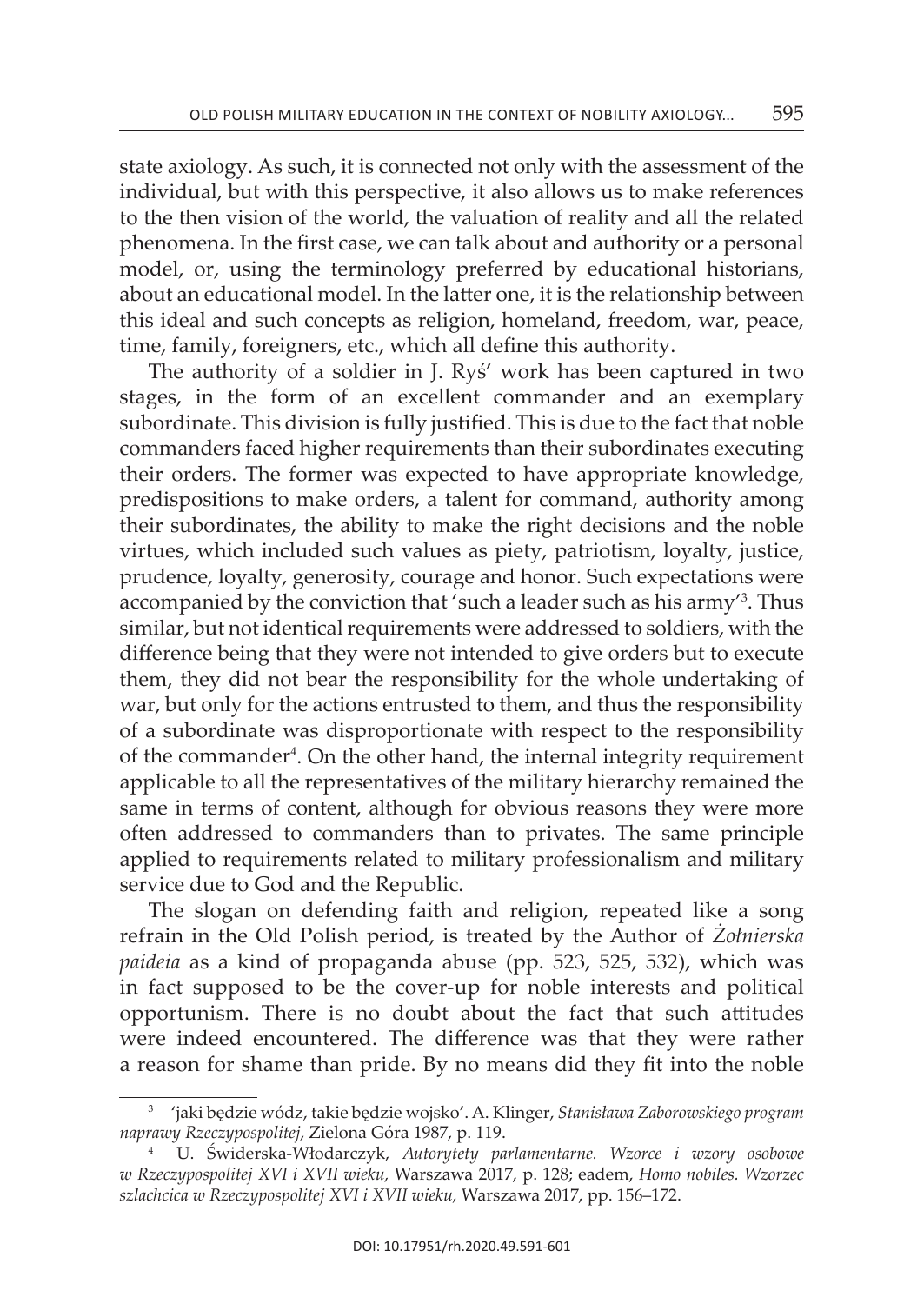state axiology. As such, it is connected not only with the assessment of the individual, but with this perspective, it also allows us to make references to the then vision of the world, the valuation of reality and all the related phenomena. In the first case, we can talk about and authority or a personal model, or, using the terminology preferred by educational historians, about an educational model. In the latter one, it is the relationship between this ideal and such concepts as religion, homeland, freedom, war, peace, time, family, foreigners, etc., which all define this authority.

The authority of a soldier in J. Ryś' work has been captured in two stages, in the form of an excellent commander and an exemplary subordinate. This division is fully justified. This is due to the fact that noble commanders faced higher requirements than their subordinates executing their orders. The former was expected to have appropriate knowledge, predispositions to make orders, a talent for command, authority among their subordinates, the ability to make the right decisions and the noble virtues, which included such values as piety, patriotism, loyalty, justice, prudence, loyalty, generosity, courage and honor. Such expectations were accompanied by the conviction that 'such a leader such as his army'[3]. Thus similar, but not identical requirements were addressed to soldiers, with the difference being that they were not intended to give orders but to execute them, they did not bear the responsibility for the whole undertaking of war, but only for the actions entrusted to them, and thus the responsibility of a subordinate was disproportionate with respect to the responsibility of the commander[4]. On the other hand, the internal integrity requirement applicable to all the representatives of the military hierarchy remained the same in terms of content, although for obvious reasons they were more often addressed to commanders than to privates. The same principle applied to requirements related to military professionalism and military service due to God and the Republic.

The slogan on defending faith and religion, repeated like a song refrain in the Old Polish period, is treated by the Author of *Żołnierska paideia* as a kind of propaganda abuse (pp. 523, 525, 532), which was in fact supposed to be the cover-up for noble interests and political opportunism. There is no doubt about the fact that such attitudes were indeed encountered. The difference was that they were rather a reason for shame than pride. By no means did they fit into the noble

---

[3] 'jaki będzie wódz, takie będzie wojsko'. A. Klinger, *Stanisława Zaborowskiego program naprawy Rzeczypospolitej*, Zielona Góra 1987, p. 119.

[4] U. Świderska-Włodarczyk, *Autorytety parlamentarne. Wzorce i wzory osobowe w Rzeczypospolitej XVI i XVII wieku,* Warszawa 2017, p. 128; eadem, *Homo nobiles. Wzorzec szlachcica w Rzeczypospolitej XVI i XVII wieku,* Warszawa 2017, pp. 156–172.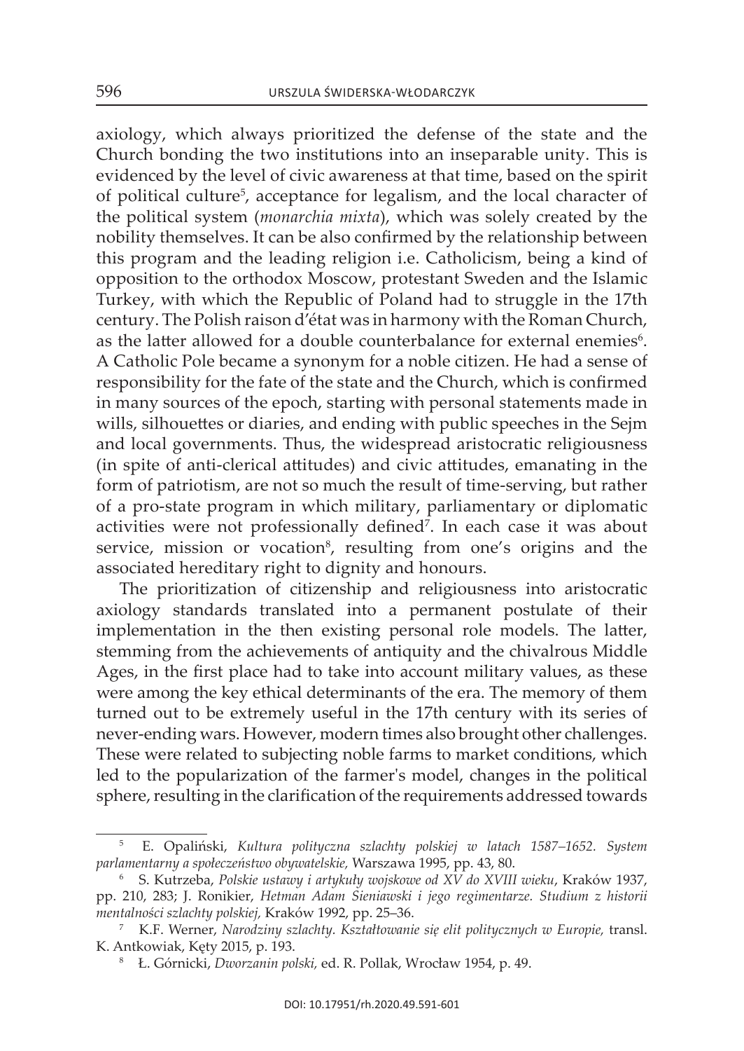axiology, which always prioritized the defense of the state and the Church bonding the two institutions into an inseparable unity. This is evidenced by the level of civic awareness at that time, based on the spirit of political culture[5], acceptance for legalism, and the local character of the political system (*monarchia mixta*), which was solely created by the nobility themselves. It can be also confirmed by the relationship between this program and the leading religion i.e. Catholicism, being a kind of opposition to the orthodox Moscow, protestant Sweden and the Islamic Turkey, with which the Republic of Poland had to struggle in the 17th century. The Polish raison d'état was in harmony with the Roman Church, as the latter allowed for a double counterbalance for external enemies[6]. A Catholic Pole became a synonym for a noble citizen. He had a sense of responsibility for the fate of the state and the Church, which is confirmed in many sources of the epoch, starting with personal statements made in wills, silhouettes or diaries, and ending with public speeches in the Sejm and local governments. Thus, the widespread aristocratic religiousness (in spite of anti-clerical attitudes) and civic attitudes, emanating in the form of patriotism, are not so much the result of time-serving, but rather of a pro-state program in which military, parliamentary or diplomatic activities were not professionally defined[7]. In each case it was about service, mission or vocation[8], resulting from one's origins and the associated hereditary right to dignity and honours.

The prioritization of citizenship and religiousness into aristocratic axiology standards translated into a permanent postulate of their implementation in the then existing personal role models. The latter, stemming from the achievements of antiquity and the chivalrous Middle Ages, in the first place had to take into account military values, as these were among the key ethical determinants of the era. The memory of them turned out to be extremely useful in the 17th century with its series of never-ending wars. However, modern times also brought other challenges. These were related to subjecting noble farms to market conditions, which led to the popularization of the farmer's model, changes in the political sphere, resulting in the clarification of the requirements addressed towards

---

[5] E. Opaliński, *Kultura polityczna szlachty polskiej w latach 1587–1652. System parlamentarny a społeczeństwo obywatelskie,* Warszawa 1995, pp. 43, 80.

[6] S. Kutrzeba, *Polskie ustawy i artykuły wojskowe od XV do XVIII wieku*, Kraków 1937, pp. 210, 283; J. Ronikier, *Hetman Adam Sieniawski i jego regimentarze. Studium z historii mentalności szlachty polskiej,* Kraków 1992, pp. 25–36.

[7] K.F. Werner, *Narodziny szlachty. Kształtowanie się elit politycznych w Europie,* transl. K. Antkowiak, Kęty 2015, p. 193.

[8] Ł. Górnicki, *Dworzanin polski,* ed. R. Pollak, Wrocław 1954, p. 49.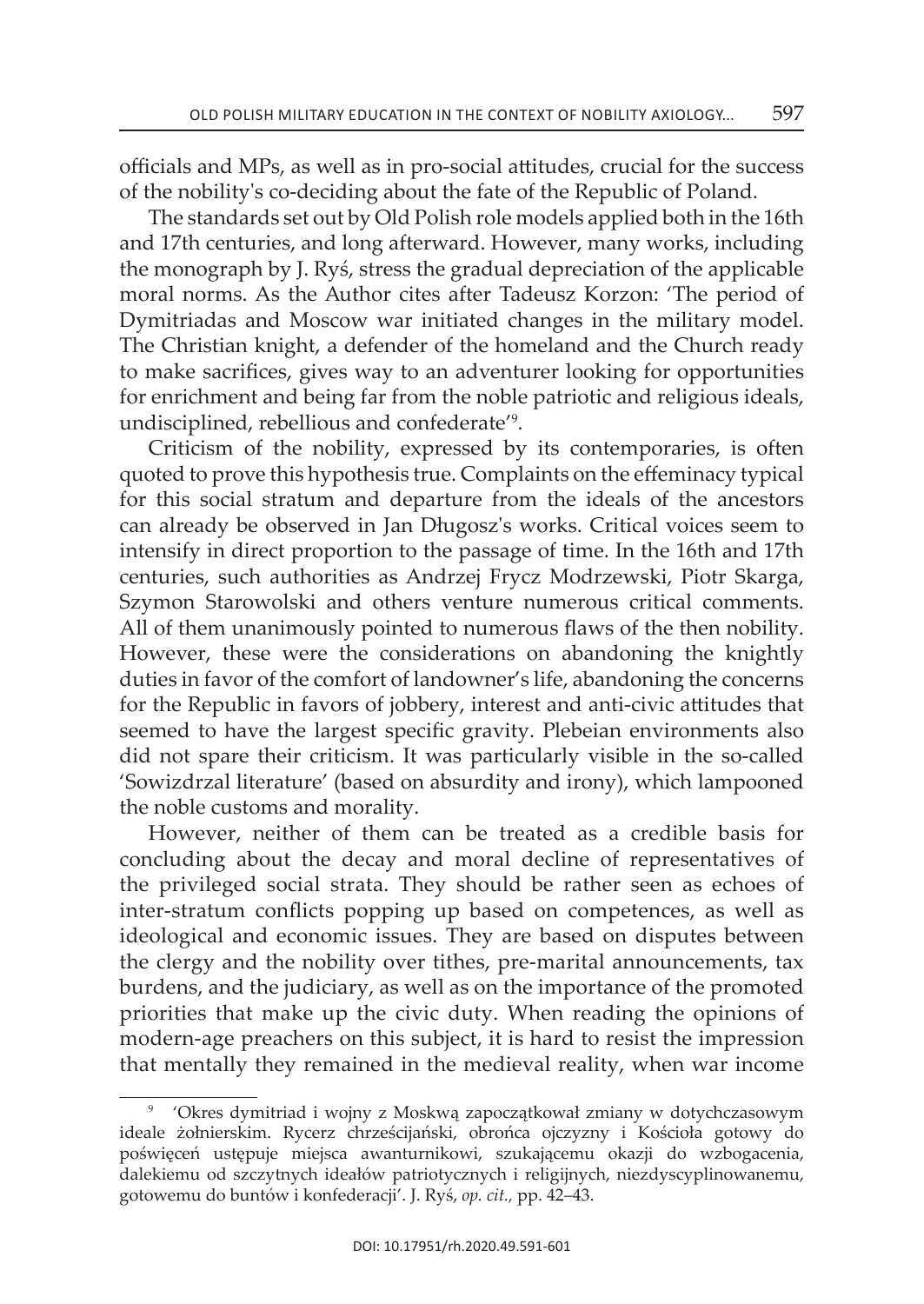officials and MPs, as well as in pro-social attitudes, crucial for the success of the nobility's co-deciding about the fate of the Republic of Poland.

The standards set out by Old Polish role models applied both in the 16th and 17th centuries, and long afterward. However, many works, including the monograph by J. Ryś, stress the gradual depreciation of the applicable moral norms. As the Author cites after Tadeusz Korzon: 'The period of Dymitriadas and Moscow war initiated changes in the military model. The Christian knight, a defender of the homeland and the Church ready to make sacrifices, gives way to an adventurer looking for opportunities for enrichment and being far from the noble patriotic and religious ideals, undisciplined, rebellious and confederate'[9].

Criticism of the nobility, expressed by its contemporaries, is often quoted to prove this hypothesis true. Complaints on the effeminacy typical for this social stratum and departure from the ideals of the ancestors can already be observed in Jan Długosz's works. Critical voices seem to intensify in direct proportion to the passage of time. In the 16th and 17th centuries, such authorities as Andrzej Frycz Modrzewski, Piotr Skarga, Szymon Starowolski and others venture numerous critical comments. All of them unanimously pointed to numerous flaws of the then nobility. However, these were the considerations on abandoning the knightly duties in favor of the comfort of landowner's life, abandoning the concerns for the Republic in favors of jobbery, interest and anti-civic attitudes that seemed to have the largest specific gravity. Plebeian environments also did not spare their criticism. It was particularly visible in the so-called 'Sowizdrzal literature' (based on absurdity and irony), which lampooned the noble customs and morality.

However, neither of them can be treated as a credible basis for concluding about the decay and moral decline of representatives of the privileged social strata. They should be rather seen as echoes of inter-stratum conflicts popping up based on competences, as well as ideological and economic issues. They are based on disputes between the clergy and the nobility over tithes, pre-marital announcements, tax burdens, and the judiciary, as well as on the importance of the promoted priorities that make up the civic duty. When reading the opinions of modern-age preachers on this subject, it is hard to resist the impression that mentally they remained in the medieval reality, when war income

---

[9] 'Okres dymitriad i wojny z Moskwą zapoczątkował zmiany w dotychczasowym ideale żołnierskim. Rycerz chrześcijański, obrońca ojczyzny i Kościoła gotowy do poświęceń ustępuje miejsca awanturnikowi, szukającemu okazji do wzbogacenia, dalekiemu od szczytnych ideałów patriotycznych i religijnych, niezdyscyplinowanemu, gotowemu do buntów i konfederacji'. J. Ryś, *op. cit.*, pp. 42–43.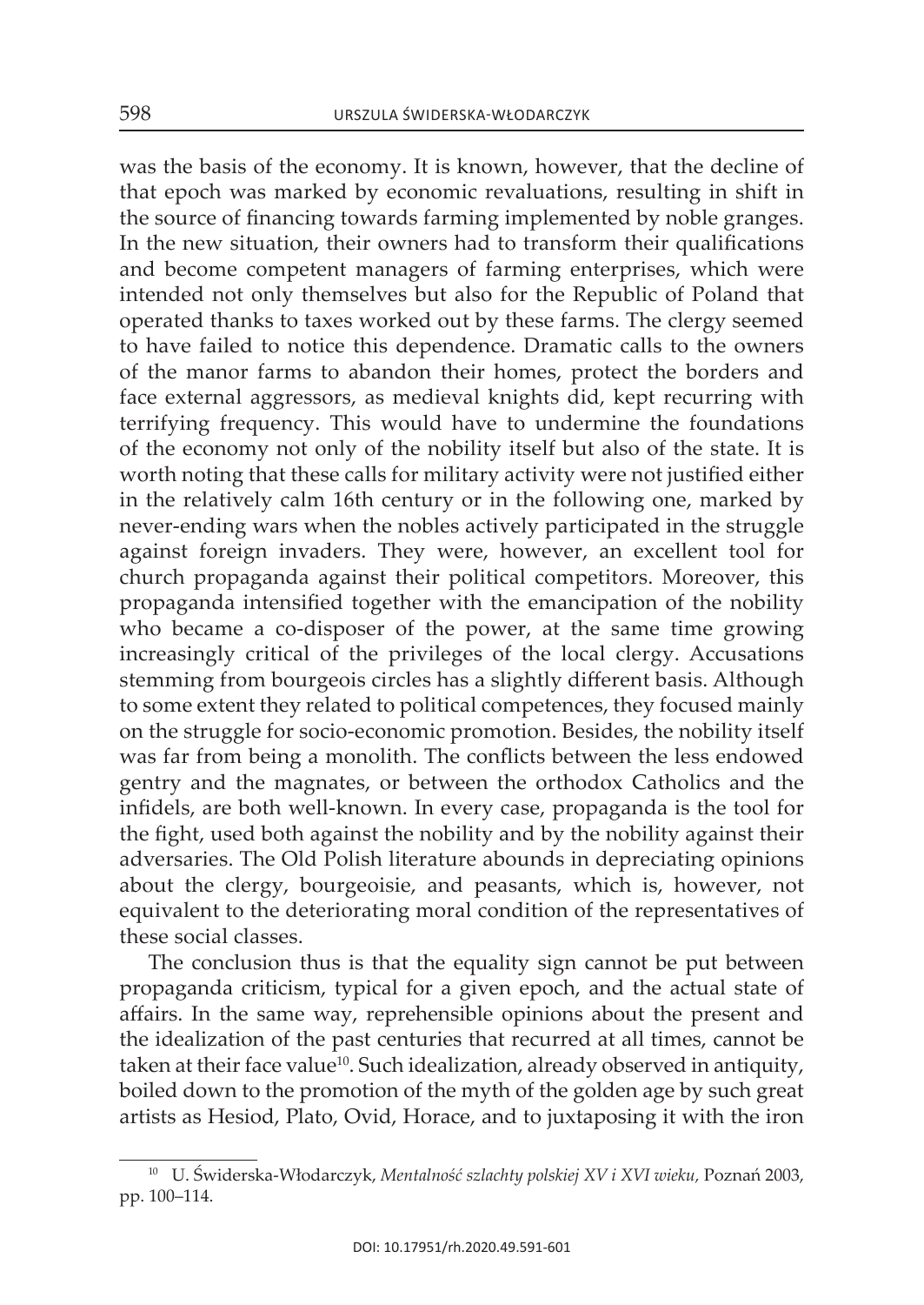was the basis of the economy. It is known, however, that the decline of that epoch was marked by economic revaluations, resulting in shift in the source of financing towards farming implemented by noble granges. In the new situation, their owners had to transform their qualifications and become competent managers of farming enterprises, which were intended not only themselves but also for the Republic of Poland that operated thanks to taxes worked out by these farms. The clergy seemed to have failed to notice this dependence. Dramatic calls to the owners of the manor farms to abandon their homes, protect the borders and face external aggressors, as medieval knights did, kept recurring with terrifying frequency. This would have to undermine the foundations of the economy not only of the nobility itself but also of the state. It is worth noting that these calls for military activity were not justified either in the relatively calm 16th century or in the following one, marked by never-ending wars when the nobles actively participated in the struggle against foreign invaders. They were, however, an excellent tool for church propaganda against their political competitors. Moreover, this propaganda intensified together with the emancipation of the nobility who became a co-disposer of the power, at the same time growing increasingly critical of the privileges of the local clergy. Accusations stemming from bourgeois circles has a slightly different basis. Although to some extent they related to political competences, they focused mainly on the struggle for socio-economic promotion. Besides, the nobility itself was far from being a monolith. The conflicts between the less endowed gentry and the magnates, or between the orthodox Catholics and the infidels, are both well-known. In every case, propaganda is the tool for the fight, used both against the nobility and by the nobility against their adversaries. The Old Polish literature abounds in depreciating opinions about the clergy, bourgeoisie, and peasants, which is, however, not equivalent to the deteriorating moral condition of the representatives of these social classes.

The conclusion thus is that the equality sign cannot be put between propaganda criticism, typical for a given epoch, and the actual state of affairs. In the same way, reprehensible opinions about the present and the idealization of the past centuries that recurred at all times, cannot be taken at their face value[10]. Such idealization, already observed in antiquity, boiled down to the promotion of the myth of the golden age by such great artists as Hesiod, Plato, Ovid, Horace, and to juxtaposing it with the iron

---

[10] U. Świderska-Włodarczyk, *Mentalność szlachty polskiej XV i XVI wieku*, Poznań 2003, pp. 100–114.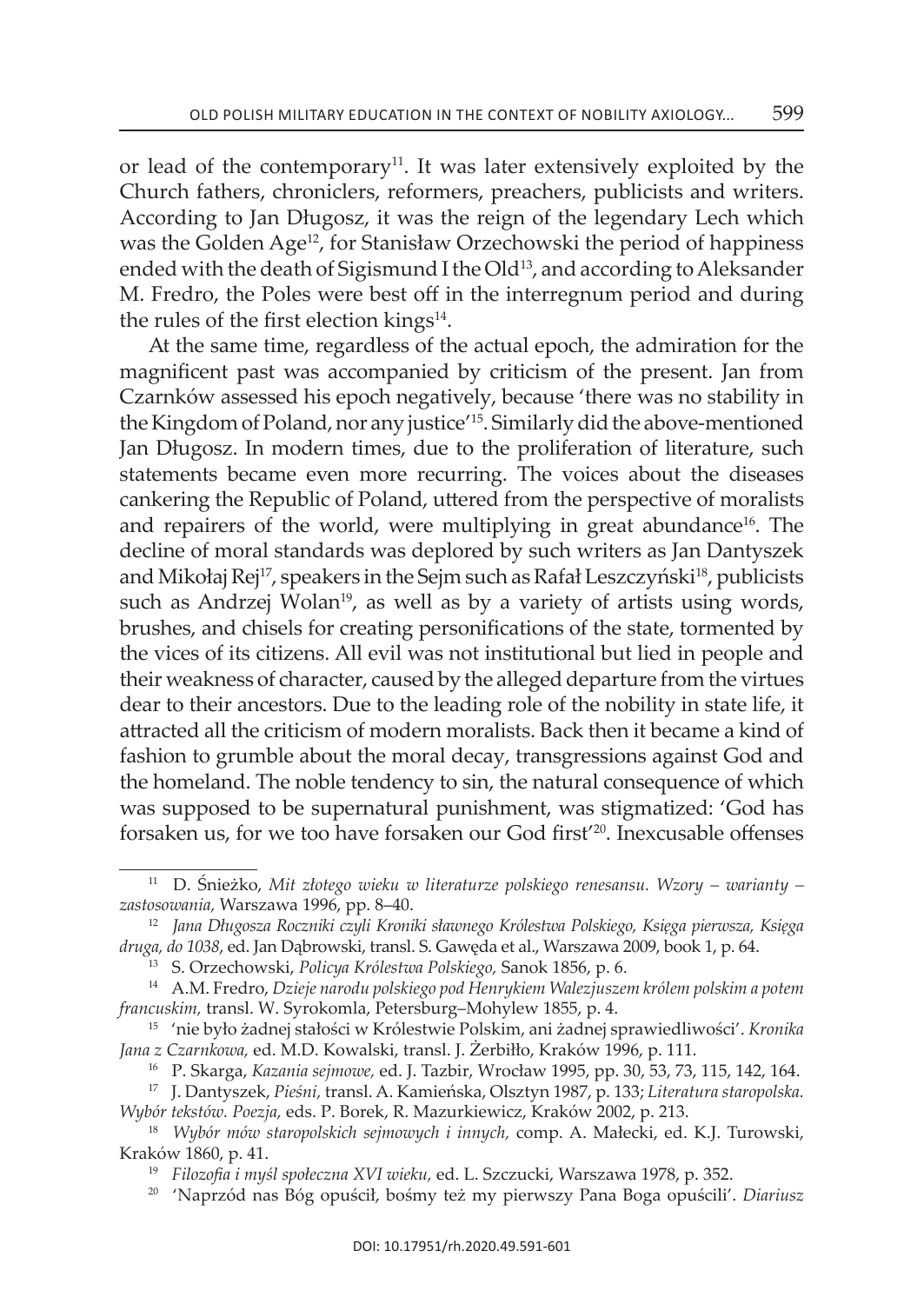or lead of the contemporary[11]. It was later extensively exploited by the Church fathers, chroniclers, reformers, preachers, publicists and writers. According to Jan Długosz, it was the reign of the legendary Lech which was the Golden Age[12], for Stanisław Orzechowski the period of happiness ended with the death of Sigismund I the Old[13], and according to Aleksander M. Fredro, the Poles were best off in the interregnum period and during the rules of the first election kings[14].

At the same time, regardless of the actual epoch, the admiration for the magnificent past was accompanied by criticism of the present. Jan from Czarnków assessed his epoch negatively, because 'there was no stability in the Kingdom of Poland, nor any justice'[15]. Similarly did the above-mentioned Jan Długosz. In modern times, due to the proliferation of literature, such statements became even more recurring. The voices about the diseases cankering the Republic of Poland, uttered from the perspective of moralists and repairers of the world, were multiplying in great abundance[16]. The decline of moral standards was deplored by such writers as Jan Dantyszek and Mikołaj Rej[17], speakers in the Sejm such as Rafał Leszczyński[18], publicists such as Andrzej Wolan[19], as well as by a variety of artists using words, brushes, and chisels for creating personifications of the state, tormented by the vices of its citizens. All evil was not institutional but lied in people and their weakness of character, caused by the alleged departure from the virtues dear to their ancestors. Due to the leading role of the nobility in state life, it attracted all the criticism of modern moralists. Back then it became a kind of fashion to grumble about the moral decay, transgressions against God and the homeland. The noble tendency to sin, the natural consequence of which was supposed to be supernatural punishment, was stigmatized: 'God has forsaken us, for we too have forsaken our God first'[20]. Inexcusable offenses

---

[11] D. Śnieżko, *Mit złotego wieku w literaturze polskiego renesansu. Wzory – warianty – zastosowania,* Warszawa 1996, pp. 8–40.

[12] *Jana Długosza Roczniki czyli Kroniki sławnego Królestwa Polskiego, Księga pierwsza, Księga druga, do 1038*, ed. Jan Dąbrowski, transl. S. Gawęda et al., Warszawa 2009, book 1, p. 64.

[13] S. Orzechowski, *Policya Królestwa Polskiego,* Sanok 1856, p. 6.

[14] A.M. Fredro, *Dzieje narodu polskiego pod Henrykiem Walezjuszem królem polskim a potem francuskim,* transl. W. Syrokomla, Petersburg–Mohylew 1855, p. 4.

[15] 'nie było żadnej stałości w Królestwie Polskim, ani żadnej sprawiedliwości'. *Kronika Jana z Czarnkowa,* ed. M.D. Kowalski, transl. J. Żerbiłło, Kraków 1996, p. 111.

[16] P. Skarga, *Kazania sejmowe,* ed. J. Tazbir, Wrocław 1995, pp. 30, 53, 73, 115, 142, 164.

[17] J. Dantyszek, *Pieśni,* transl. A. Kamieńska, Olsztyn 1987, p. 133; *Literatura staropolska. Wybór tekstów. Poezja,* eds. P. Borek, R. Mazurkiewicz, Kraków 2002, p. 213.

[18] *Wybór mów staropolskich sejmowych i innych,* comp. A. Małecki, ed. K.J. Turowski, Kraków 1860, p. 41.

[19] *Filozofia i myśl społeczna XVI wieku,* ed. L. Szczucki, Warszawa 1978, p. 352.

[20] 'Naprzód nas Bóg opuścił, bośmy też my pierwszy Pana Boga opuścili'. *Diariusz*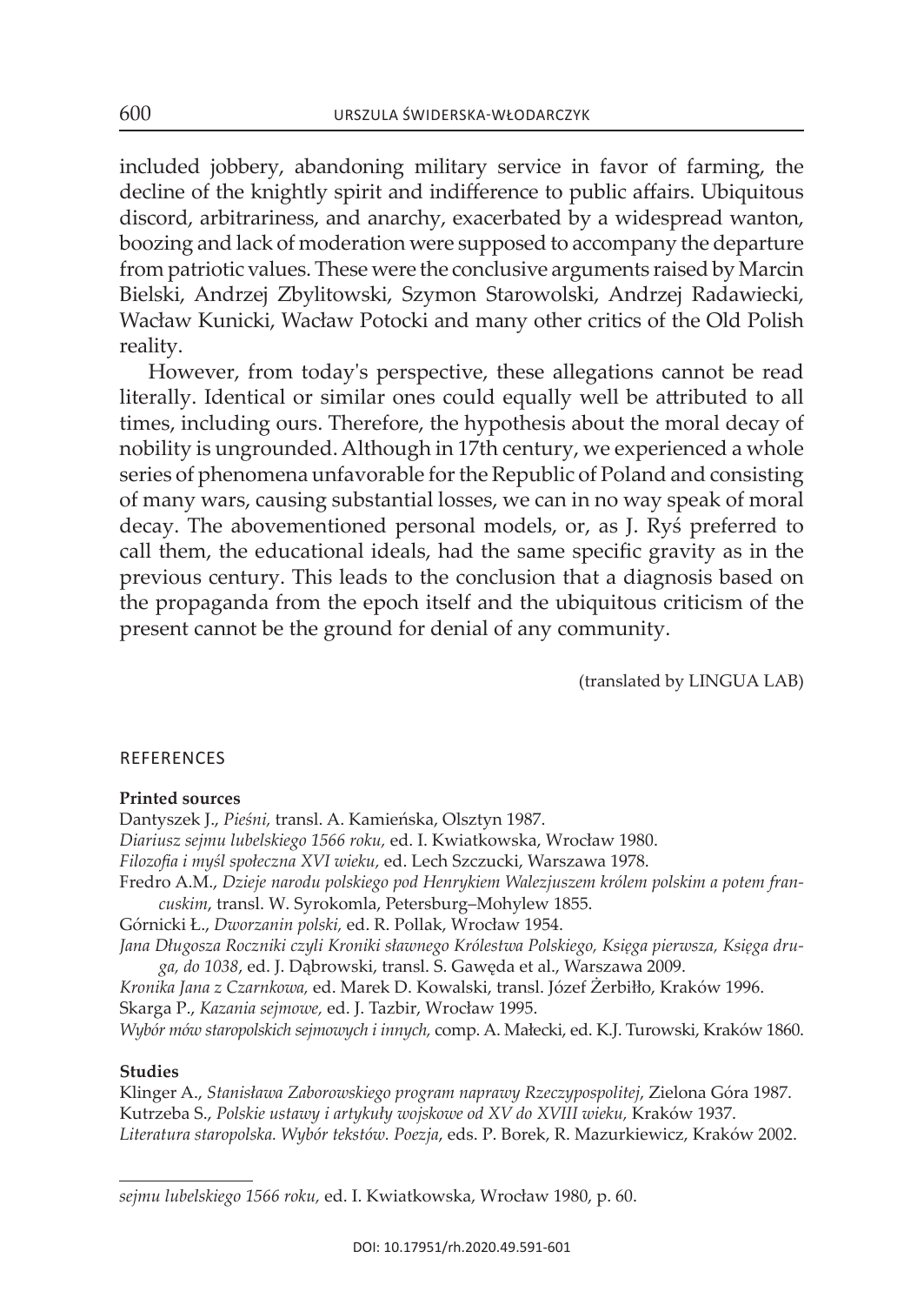included jobbery, abandoning military service in favor of farming, the decline of the knightly spirit and indifference to public affairs. Ubiquitous discord, arbitrariness, and anarchy, exacerbated by a widespread wanton, boozing and lack of moderation were supposed to accompany the departure from patriotic values. These were the conclusive arguments raised by Marcin Bielski, Andrzej Zbylitowski, Szymon Starowolski, Andrzej Radawiecki, Wacław Kunicki, Wacław Potocki and many other critics of the Old Polish reality.

However, from today's perspective, these allegations cannot be read literally. Identical or similar ones could equally well be attributed to all times, including ours. Therefore, the hypothesis about the moral decay of nobility is ungrounded. Although in 17th century, we experienced a whole series of phenomena unfavorable for the Republic of Poland and consisting of many wars, causing substantial losses, we can in no way speak of moral decay. The abovementioned personal models, or, as J. Ryś preferred to call them, the educational ideals, had the same specific gravity as in the previous century. This leads to the conclusion that a diagnosis based on the propaganda from the epoch itself and the ubiquitous criticism of the present cannot be the ground for denial of any community.

(translated by LINGUA LAB)

## REFERENCES

**Printed sources**

Dantyszek J., *Pieśni,* transl. A. Kamieńska, Olsztyn 1987.

*Diariusz sejmu lubelskiego 1566 roku,* ed. I. Kwiatkowska, Wrocław 1980.

*Filozofia i myśl społeczna XVI wieku,* ed. Lech Szczucki, Warszawa 1978.

Fredro A.M., *Dzieje narodu polskiego pod Henrykiem Walezjuszem królem polskim a potem francuskim*, transl. W. Syrokomla, Petersburg–Mohylew 1855.

Górnicki Ł., *Dworzanin polski,* ed. R. Pollak, Wrocław 1954.

*Jana Długosza Roczniki czyli Kroniki sławnego Królestwa Polskiego, Księga pierwsza, Księga druga, do 1038*, ed. J. Dąbrowski, transl. S. Gawęda et al., Warszawa 2009.

*Kronika Jana z Czarnkowa,* ed. Marek D. Kowalski, transl. Józef Żerbiłło, Kraków 1996.

Skarga P., *Kazania sejmowe,* ed. J. Tazbir, Wrocław 1995.

*Wybór mów staropolskich sejmowych i innych,* comp. A. Małecki, ed. K.J. Turowski, Kraków 1860.

**Studies**

Klinger A., *Stanisława Zaborowskiego program naprawy Rzeczypospolitej*, Zielona Góra 1987.

Kutrzeba S., *Polskie ustawy i artykuły wojskowe od XV do XVIII wieku,* Kraków 1937.

*Literatura staropolska. Wybór tekstów. Poezja*, eds. P. Borek, R. Mazurkiewicz, Kraków 2002.

---

*sejmu lubelskiego 1566 roku,* ed. I. Kwiatkowska, Wrocław 1980, p. 60.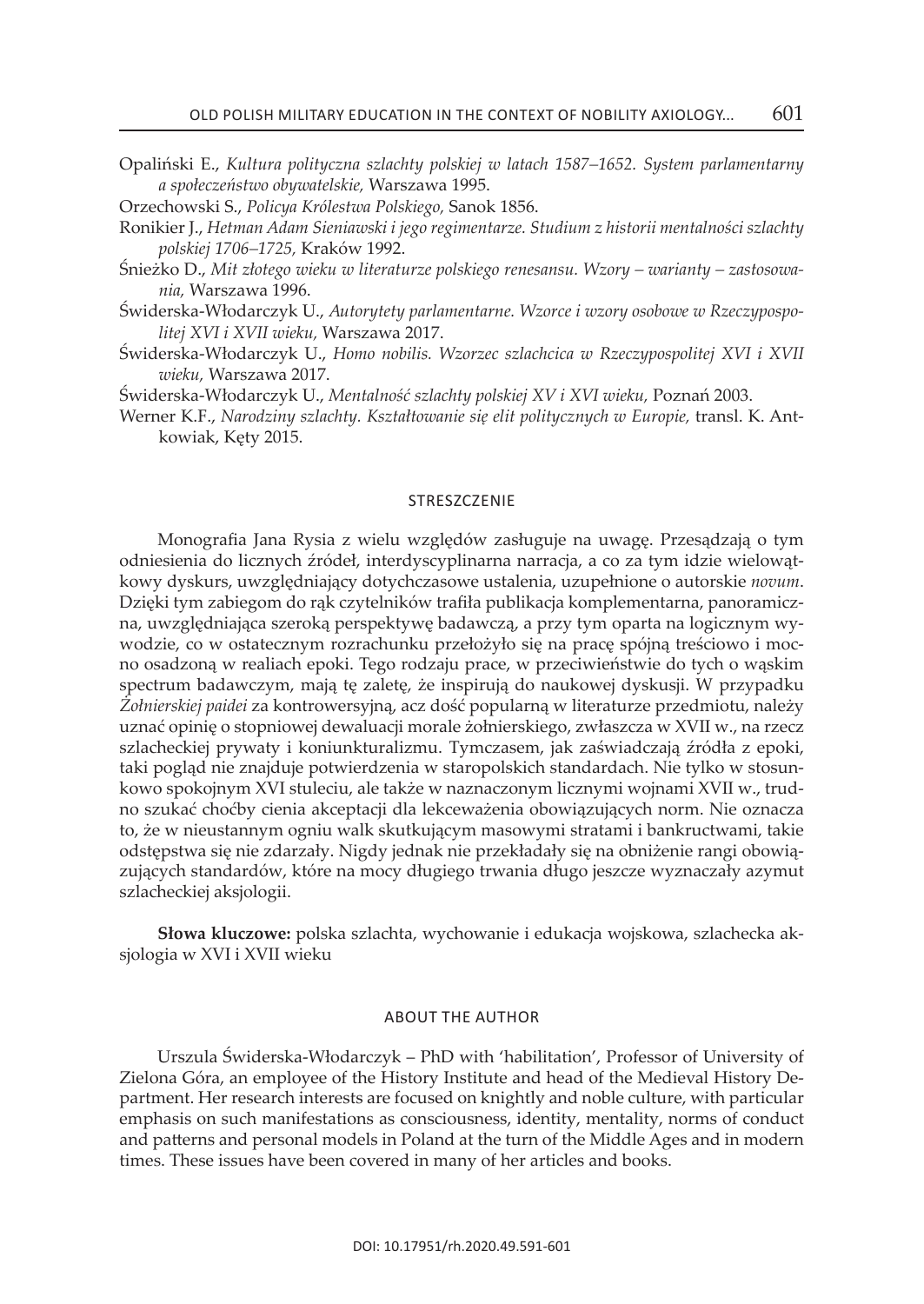Opaliński E., *Kultura polityczna szlachty polskiej w latach 1587–1652. System parlamentarny a społeczeństwo obywatelskie,* Warszawa 1995.

Orzechowski S., *Policya Królestwa Polskiego,* Sanok 1856.

Ronikier J., *Hetman Adam Sieniawski i jego regimentarze. Studium z historii mentalności szlachty polskiej 1706–1725,* Kraków 1992.

Śnieżko D., *Mit złotego wieku w literaturze polskiego renesansu. Wzory – warianty – zastosowania,* Warszawa 1996.

Świderska-Włodarczyk U., *Autorytety parlamentarne. Wzorce i wzory osobowe w Rzeczypospolitej XVI i XVII wieku,* Warszawa 2017.

Świderska-Włodarczyk U., *Homo nobilis. Wzorzec szlachcica w Rzeczypospolitej XVI i XVII wieku,* Warszawa 2017.

Świderska-Włodarczyk U., *Mentalność szlachty polskiej XV i XVI wieku,* Poznań 2003.

Werner K.F., *Narodziny szlachty. Kształtowanie się elit politycznych w Europie,* transl. K. Antkowiak, Kęty 2015.

## STRESZCZENIE

Monografia Jana Rysia z wielu względów zasługuje na uwagę. Przesądzają o tym odniesienia do licznych źródeł, interdyscyplinarna narracja, a co za tym idzie wielowątkowy dyskurs, uwzględniający dotychczasowe ustalenia, uzupełnione o autorskie *novum*. Dzięki tym zabiegom do rąk czytelników trafiła publikacja komplementarna, panoramiczna, uwzględniająca szeroką perspektywę badawczą, a przy tym oparta na logicznym wywodzie, co w ostatecznym rozrachunku przełożyło się na pracę spójną treściowo i mocno osadzoną w realiach epoki. Tego rodzaju prace, w przeciwieństwie do tych o wąskim spectrum badawczym, mają tę zaletę, że inspirują do naukowej dyskusji. W przypadku *Żołnierskiej paidei* za kontrowersyjną, acz dość popularną w literaturze przedmiotu, należy uznać opinię o stopniowej dewaluacji morale żołnierskiego, zwłaszcza w XVII w., na rzecz szlacheckiej prywaty i koniunkturalizmu. Tymczasem, jak zaświadczają źródła z epoki, taki pogląd nie znajduje potwierdzenia w staropolskich standardach. Nie tylko w stosunkowo spokojnym XVI stuleciu, ale także w naznaczonym licznymi wojnami XVII w., trudno szukać choćby cienia akceptacji dla lekceważenia obowiązujących norm. Nie oznacza to, że w nieustannym ogniu walk skutkującym masowymi stratami i bankructwami, takie odstępstwa się nie zdarzały. Nigdy jednak nie przekładały się na obniżenie rangi obowiązujących standardów, które na mocy długiego trwania długo jeszcze wyznaczały azymut szlacheckiej aksjologii.

**Słowa kluczowe:** polska szlachta, wychowanie i edukacja wojskowa, szlachecka aksjologia w XVI i XVII wieku

## ABOUT THE AUTHOR

Urszula Świderska-Włodarczyk – PhD with 'habilitation', Professor of University of Zielona Góra, an employee of the History Institute and head of the Medieval History Department. Her research interests are focused on knightly and noble culture, with particular emphasis on such manifestations as consciousness, identity, mentality, norms of conduct and patterns and personal models in Poland at the turn of the Middle Ages and in modern times. These issues have been covered in many of her articles and books.